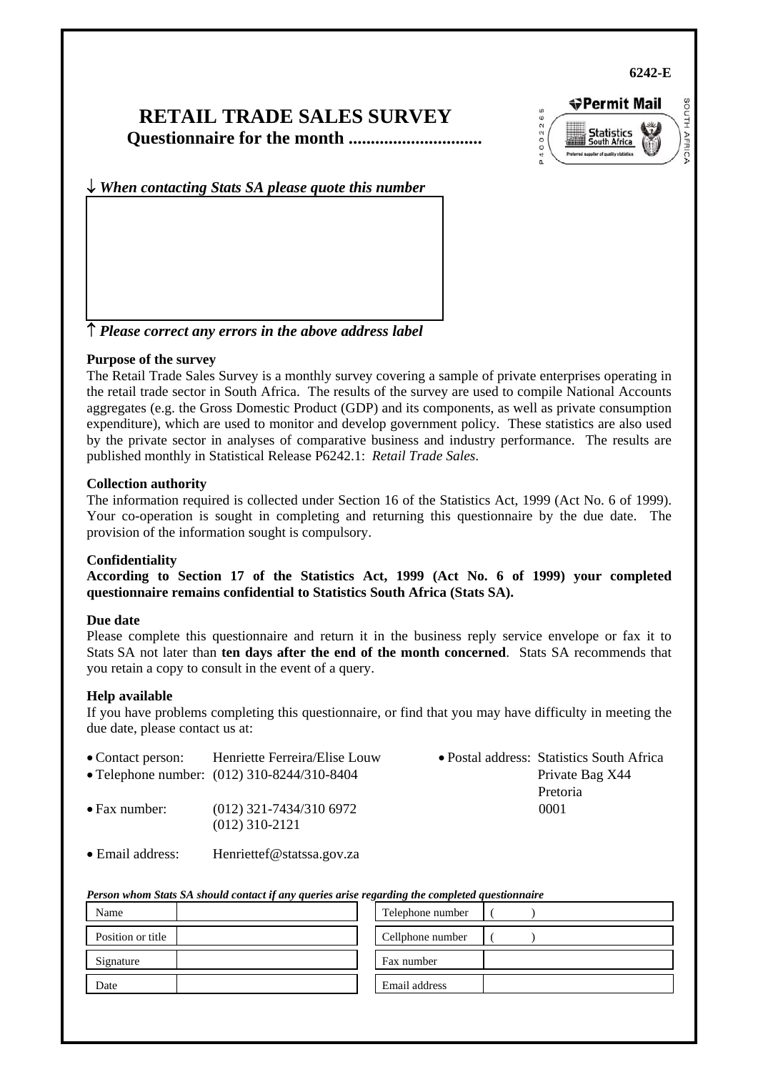6242-E

**Permit Mail** P4002265 Statistics South Africa — Preferred supplier of quality statistics — SOUTH AFRICA

# RETAIL TRADE SALES SURVEY

## Questionnaire for the month .............................

↓ *When contacting Stats SA please quote this number*

↑ *Please correct any errors in the above address label*

**Purpose of the survey**

The Retail Trade Sales Survey is a monthly survey covering a sample of private enterprises operating in the retail trade sector in South Africa. The results of the survey are used to compile National Accounts aggregates (e.g. the Gross Domestic Product (GDP) and its components, as well as private consumption expenditure), which are used to monitor and develop government policy. These statistics are also used by the private sector in analyses of comparative business and industry performance. The results are published monthly in Statistical Release P6242.1: *Retail Trade Sales*.

**Collection authority**

The information required is collected under Section 16 of the Statistics Act, 1999 (Act No. 6 of 1999). Your co-operation is sought in completing and returning this questionnaire by the due date. The provision of the information sought is compulsory.

**Confidentiality**

**According to Section 17 of the Statistics Act, 1999 (Act No. 6 of 1999) your completed questionnaire remains confidential to Statistics South Africa (Stats SA).**

**Due date**

Please complete this questionnaire and return it in the business reply service envelope or fax it to Stats SA not later than **ten days after the end of the month concerned**. Stats SA recommends that you retain a copy to consult in the event of a query.

**Help available**

If you have problems completing this questionnaire, or find that you may have difficulty in meeting the due date, please contact us at:

- Contact person: Henriette Ferreira/Elise Louw
- Telephone number: (012) 310-8244/310-8404
- Fax number: (012) 321-7434/310 6972, (012) 310-2121
- Email address: Henriettef@statssa.gov.za
- Postal address: Statistics South Africa, Private Bag X44, Pretoria, 0001

*Person whom Stats SA should contact if any queries arise regarding the completed questionnaire*

| | | | |
|---|---|---|---|
| Name | | Telephone number | (    ) |
| Position or title | | Cellphone number | (    ) |
| Signature | | Fax number | |
| Date | | Email address | |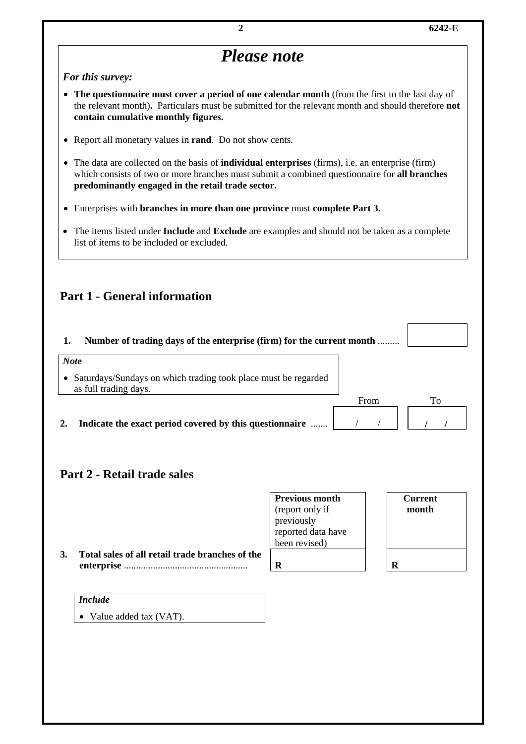## *Please note*

*For this survey:*

- **The questionnaire must cover a period of one calendar month** (from the first to the last day of the relevant month)**.** Particulars must be submitted for the relevant month and should therefore **not contain cumulative monthly figures.**
- Report all monetary values in **rand**. Do not show cents.
- The data are collected on the basis of **individual enterprises** (firms), i.e. an enterprise (firm) which consists of two or more branches must submit a combined questionnaire for **all branches predominantly engaged in the retail trade sector.**
- Enterprises with **branches in more than one province** must **complete Part 3.**
- The items listed under **Include** and **Exclude** are examples and should not be taken as a complete list of items to be included or excluded.

## Part 1 - General information

**1. Number of trading days of the enterprise (firm) for the current month** .........

| |
|---|
| |

*Note*

- Saturdays/Sundays on which trading took place must be regarded as full trading days.

**2. Indicate the exact period covered by this questionnaire** .......

| From | To |
|---|---|
| / / | / / |

## Part 2 - Retail trade sales

| | **Previous month** (report only if previously reported data have been revised) | **Current month** |
|---|---|---|
| **3. Total sales of all retail trade branches of the enterprise** .................................................. | **R** | **R** |

*Include*

- Value added tax (VAT).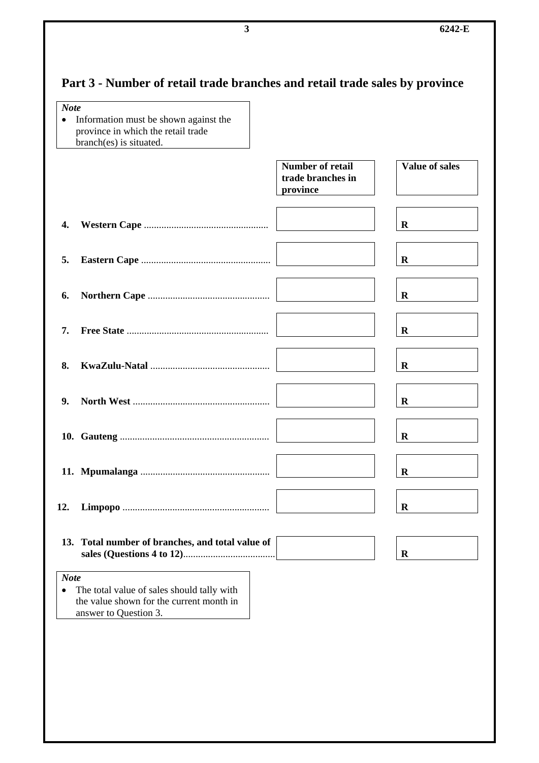# Part 3 - Number of retail trade branches and retail trade sales by province

> *Note*
> - Information must be shown against the province in which the retail trade branch(es) is situated.

| | Number of retail trade branches in province | Value of sales |
|---|---|---|
| **4. Western Cape** | | **R** |
| **5. Eastern Cape** | | **R** |
| **6. Northern Cape** | | **R** |
| **7. Free State** | | **R** |
| **8. KwaZulu-Natal** | | **R** |
| **9. North West** | | **R** |
| **10. Gauteng** | | **R** |
| **11. Mpumalanga** | | **R** |
| **12. Limpopo** | | **R** |
| **13. Total number of branches, and total value of sales (Questions 4 to 12)** | | **R** |

> *Note*
> - The total value of sales should tally with the value shown for the current month in answer to Question 3.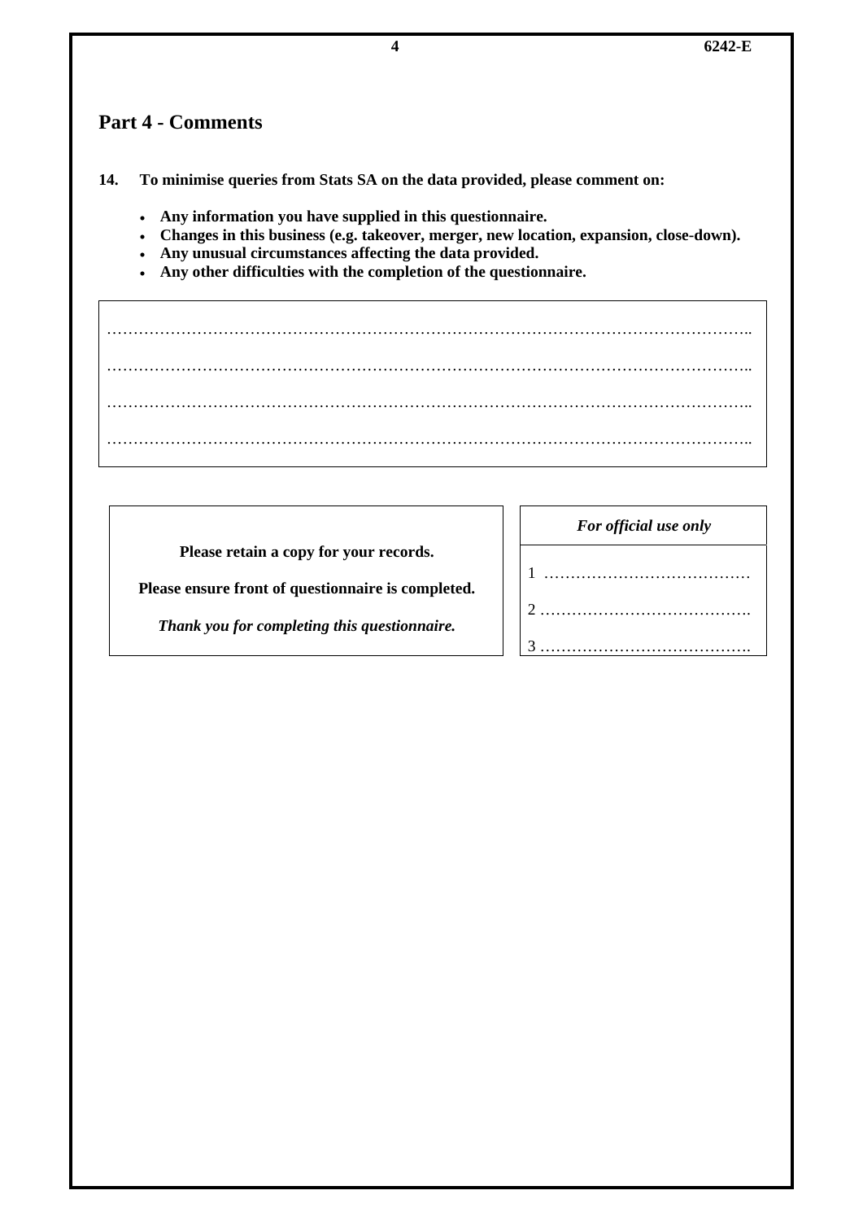## Part 4 - Comments

**14. To minimise queries from Stats SA on the data provided, please comment on:**

- **Any information you have supplied in this questionnaire.**
- **Changes in this business (e.g. takeover, merger, new location, expansion, close-down).**
- **Any unusual circumstances affecting the data provided.**
- **Any other difficulties with the completion of the questionnaire.**

…………………………………………………………………………………………………………..

…………………………………………………………………………………………………………..

…………………………………………………………………………………………………………..

…………………………………………………………………………………………………………..

**Please retain a copy for your records.**

**Please ensure front of questionnaire is completed.**

***Thank you for completing this questionnaire.***

| *For official use only* |
|---|
| 1 ………………………………… |
| 2 …………………………………. |
| 3 …………………………………. |